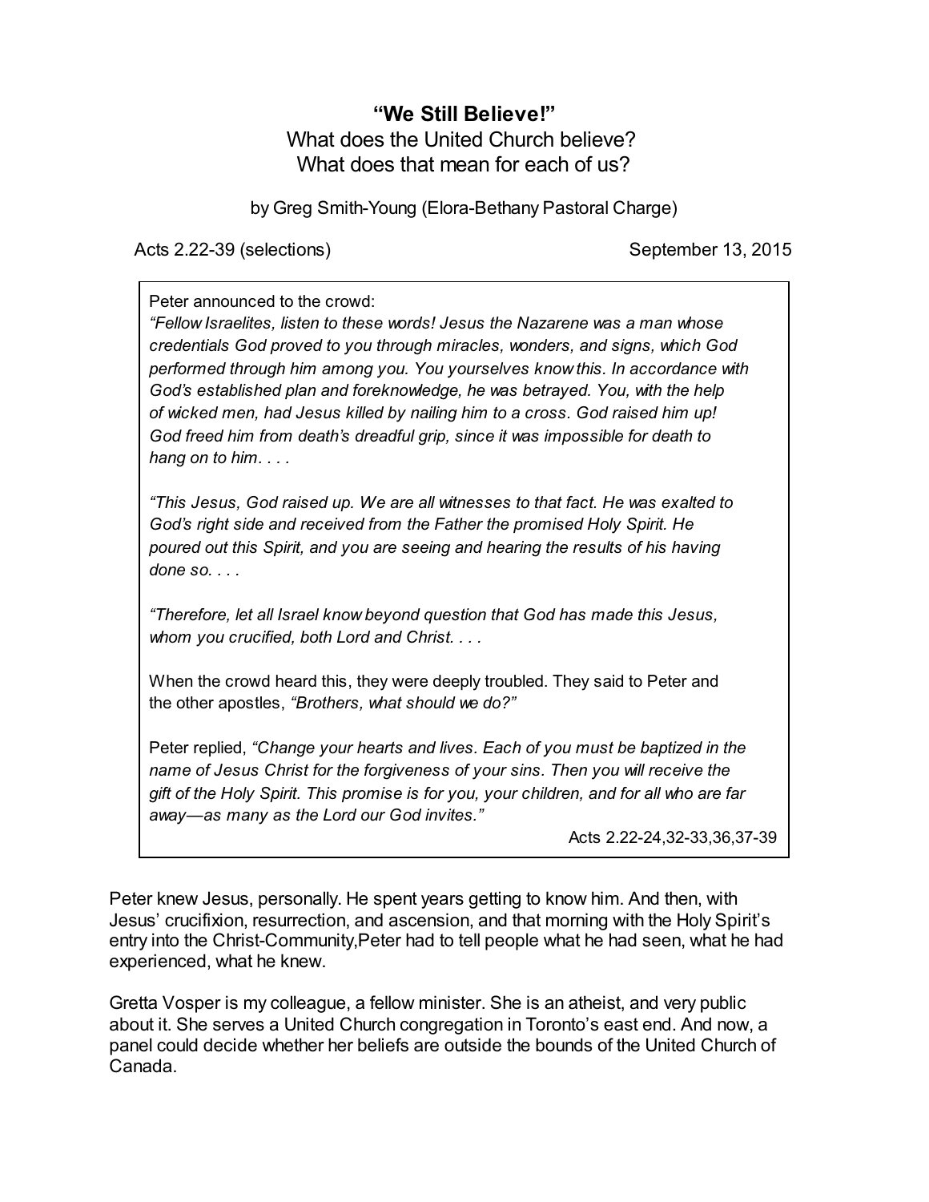# "We Still Believe!"

## What does the United Church believe?
## What does that mean for each of us?

by Greg Smith-Young (Elora-Bethany Pastoral Charge)

Acts 2.22-39 (selections) September 13, 2015

> Peter announced to the crowd:
> *"Fellow Israelites, listen to these words! Jesus the Nazarene was a man whose credentials God proved to you through miracles, wonders, and signs, which God performed through him among you. You yourselves know this. In accordance with God's established plan and foreknowledge, he was betrayed. You, with the help of wicked men, had Jesus killed by nailing him to a cross. God raised him up! God freed him from death's dreadful grip, since it was impossible for death to hang on to him. . . .*
>
> *"This Jesus, God raised up. We are all witnesses to that fact. He was exalted to God's right side and received from the Father the promised Holy Spirit. He poured out this Spirit, and you are seeing and hearing the results of his having done so. . . .*
>
> *"Therefore, let all Israel know beyond question that God has made this Jesus, whom you crucified, both Lord and Christ. . . .*
>
> When the crowd heard this, they were deeply troubled. They said to Peter and the other apostles, *"Brothers, what should we do?"*
>
> Peter replied, *"Change your hearts and lives. Each of you must be baptized in the name of Jesus Christ for the forgiveness of your sins. Then you will receive the gift of the Holy Spirit. This promise is for you, your children, and for all who are far away—as many as the Lord our God invites."*
>
> Acts 2.22-24,32-33,36,37-39

Peter knew Jesus, personally. He spent years getting to know him. And then, with Jesus' crucifixion, resurrection, and ascension, and that morning with the Holy Spirit's entry into the Christ-Community,Peter had to tell people what he had seen, what he had experienced, what he knew.

Gretta Vosper is my colleague, a fellow minister. She is an atheist, and very public about it. She serves a United Church congregation in Toronto's east end. And now, a panel could decide whether her beliefs are outside the bounds of the United Church of Canada.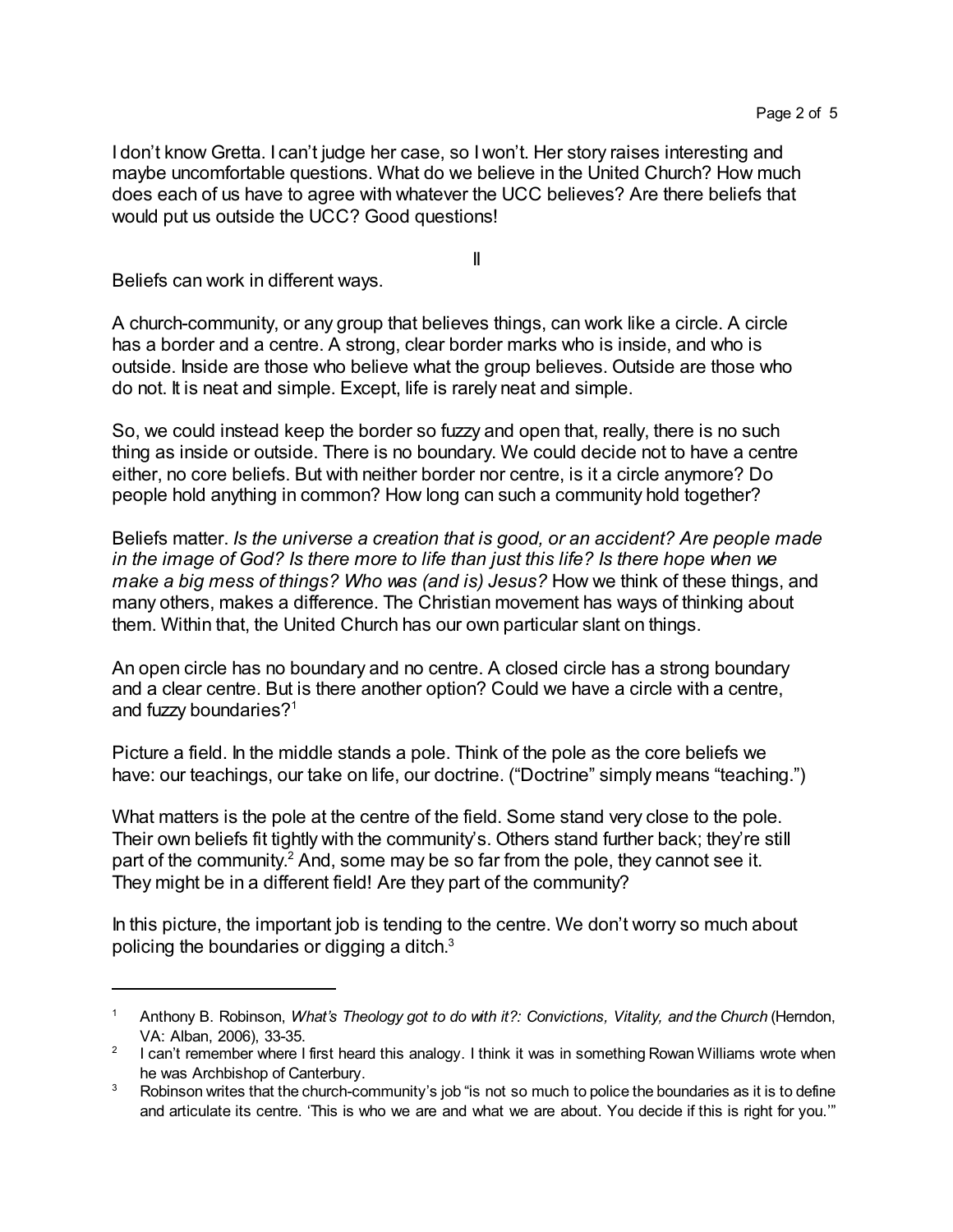I don't know Gretta. I can't judge her case, so I won't. Her story raises interesting and maybe uncomfortable questions. What do we believe in the United Church? How much does each of us have to agree with whatever the UCC believes? Are there beliefs that would put us outside the UCC? Good questions!

II

Beliefs can work in different ways.

A church-community, or any group that believes things, can work like a circle. A circle has a border and a centre. A strong, clear border marks who is inside, and who is outside. Inside are those who believe what the group believes. Outside are those who do not. It is neat and simple. Except, life is rarely neat and simple.

So, we could instead keep the border so fuzzy and open that, really, there is no such thing as inside or outside. There is no boundary. We could decide not to have a centre either, no core beliefs. But with neither border nor centre, is it a circle anymore? Do people hold anything in common? How long can such a community hold together?

Beliefs matter. *Is the universe a creation that is good, or an accident? Are people made in the image of God? Is there more to life than just this life? Is there hope when we make a big mess of things? Who was (and is) Jesus?* How we think of these things, and many others, makes a difference. The Christian movement has ways of thinking about them. Within that, the United Church has our own particular slant on things.

An open circle has no boundary and no centre. A closed circle has a strong boundary and a clear centre. But is there another option? Could we have a circle with a centre, and fuzzy boundaries?[1]

Picture a field. In the middle stands a pole. Think of the pole as the core beliefs we have: our teachings, our take on life, our doctrine. ("Doctrine" simply means "teaching.")

What matters is the pole at the centre of the field. Some stand very close to the pole. Their own beliefs fit tightly with the community's. Others stand further back; they're still part of the community.[2] And, some may be so far from the pole, they cannot see it. They might be in a different field! Are they part of the community?

In this picture, the important job is tending to the centre. We don't worry so much about policing the boundaries or digging a ditch.[3]

---

[1] Anthony B. Robinson, *What's Theology got to do with it?: Convictions, Vitality, and the Church* (Herndon, VA: Alban, 2006), 33-35.

[2] I can't remember where I first heard this analogy. I think it was in something Rowan Williams wrote when he was Archbishop of Canterbury.

[3] Robinson writes that the church-community's job "is not so much to police the boundaries as it is to define and articulate its centre. 'This is who we are and what we are about. You decide if this is right for you.'"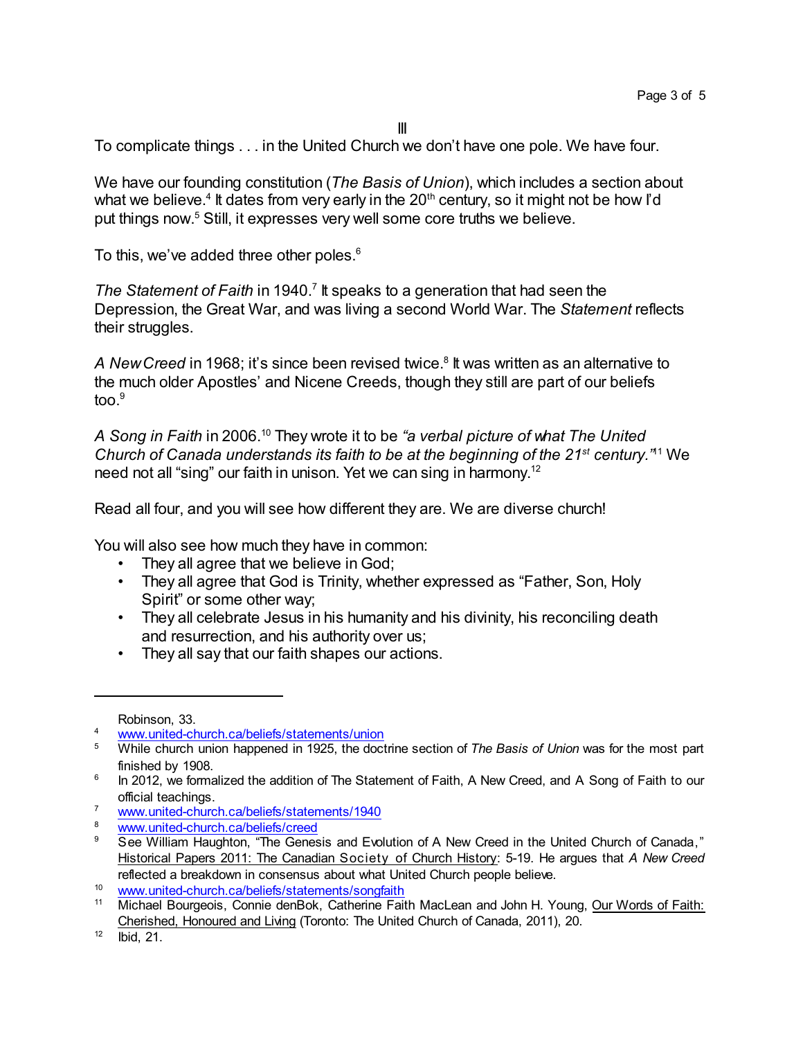## III

To complicate things . . . in the United Church we don't have one pole. We have four.

We have our founding constitution (*The Basis of Union*), which includes a section about what we believe.[4] It dates from very early in the 20th century, so it might not be how I'd put things now.[5] Still, it expresses very well some core truths we believe.

To this, we've added three other poles.[6]

*The Statement of Faith* in 1940.[7] It speaks to a generation that had seen the Depression, the Great War, and was living a second World War. The *Statement* reflects their struggles.

*A New Creed* in 1968; it's since been revised twice.[8] It was written as an alternative to the much older Apostles' and Nicene Creeds, though they still are part of our beliefs too.[9]

*A Song in Faith* in 2006.[10] They wrote it to be *"a verbal picture of what The United Church of Canada understands its faith to be at the beginning of the 21st century."*[11] We need not all "sing" our faith in unison. Yet we can sing in harmony.[12]

Read all four, and you will see how different they are. We are diverse church!

You will also see how much they have in common:

- They all agree that we believe in God;
- They all agree that God is Trinity, whether expressed as "Father, Son, Holy Spirit" or some other way;
- They all celebrate Jesus in his humanity and his divinity, his reconciling death and resurrection, and his authority over us;
- They all say that our faith shapes our actions.

---

Robinson, 33.

[4] www.united-church.ca/beliefs/statements/union

[5] While church union happened in 1925, the doctrine section of *The Basis of Union* was for the most part finished by 1908.

[6] In 2012, we formalized the addition of The Statement of Faith, A New Creed, and A Song of Faith to our official teachings.

[7] www.united-church.ca/beliefs/statements/1940

[8] www.united-church.ca/beliefs/creed

[9] See William Haughton, "The Genesis and Evolution of A New Creed in the United Church of Canada," Historical Papers 2011: The Canadian Society of Church History: 5-19. He argues that *A New Creed* reflected a breakdown in consensus about what United Church people believe.

[10] www.united-church.ca/beliefs/statements/songfaith

[11] Michael Bourgeois, Connie denBok, Catherine Faith MacLean and John H. Young, Our Words of Faith: Cherished, Honoured and Living (Toronto: The United Church of Canada, 2011), 20.

[12] Ibid, 21.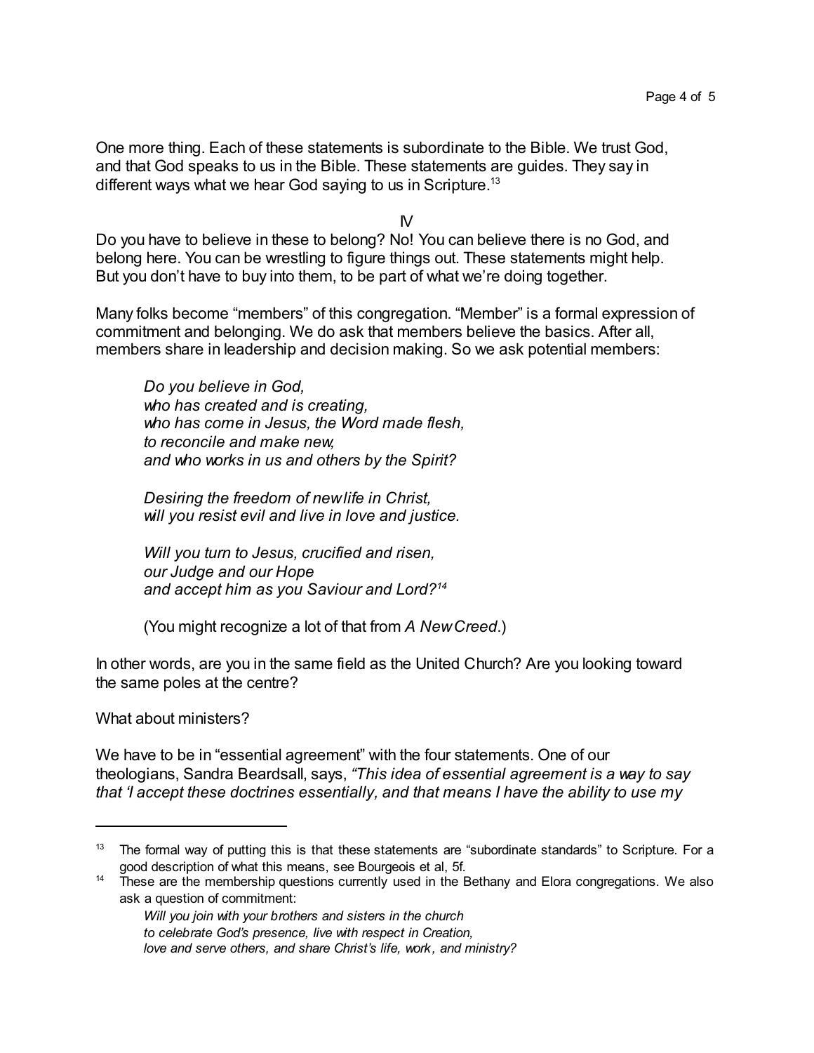One more thing. Each of these statements is subordinate to the Bible. We trust God, and that God speaks to us in the Bible. These statements are guides. They say in different ways what we hear God saying to us in Scripture.[13]

IV

Do you have to believe in these to belong? No! You can believe there is no God, and belong here. You can be wrestling to figure things out. These statements might help. But you don't have to buy into them, to be part of what we're doing together.

Many folks become "members" of this congregation. "Member" is a formal expression of commitment and belonging. We do ask that members believe the basics. After all, members share in leadership and decision making. So we ask potential members:

> *Do you believe in God,*
> *who has created and is creating,*
> *who has come in Jesus, the Word made flesh,*
> *to reconcile and make new,*
> *and who works in us and others by the Spirit?*
>
> *Desiring the freedom of new life in Christ,*
> *will you resist evil and live in love and justice.*
>
> *Will you turn to Jesus, crucified and risen,*
> *our Judge and our Hope*
> *and accept him as you Saviour and Lord?*[14]
>
> (You might recognize a lot of that from *A New Creed*.)

In other words, are you in the same field as the United Church? Are you looking toward the same poles at the centre?

What about ministers?

We have to be in "essential agreement" with the four statements. One of our theologians, Sandra Beardsall, says, *"This idea of essential agreement is a way to say that 'I accept these doctrines essentially, and that means I have the ability to use my*

---

[13] The formal way of putting this is that these statements are "subordinate standards" to Scripture. For a good description of what this means, see Bourgeois et al, 5f.

[14] These are the membership questions currently used in the Bethany and Elora congregations. We also ask a question of commitment:

> *Will you join with your brothers and sisters in the church*
> *to celebrate God's presence, live with respect in Creation,*
> *love and serve others, and share Christ's life, work, and ministry?*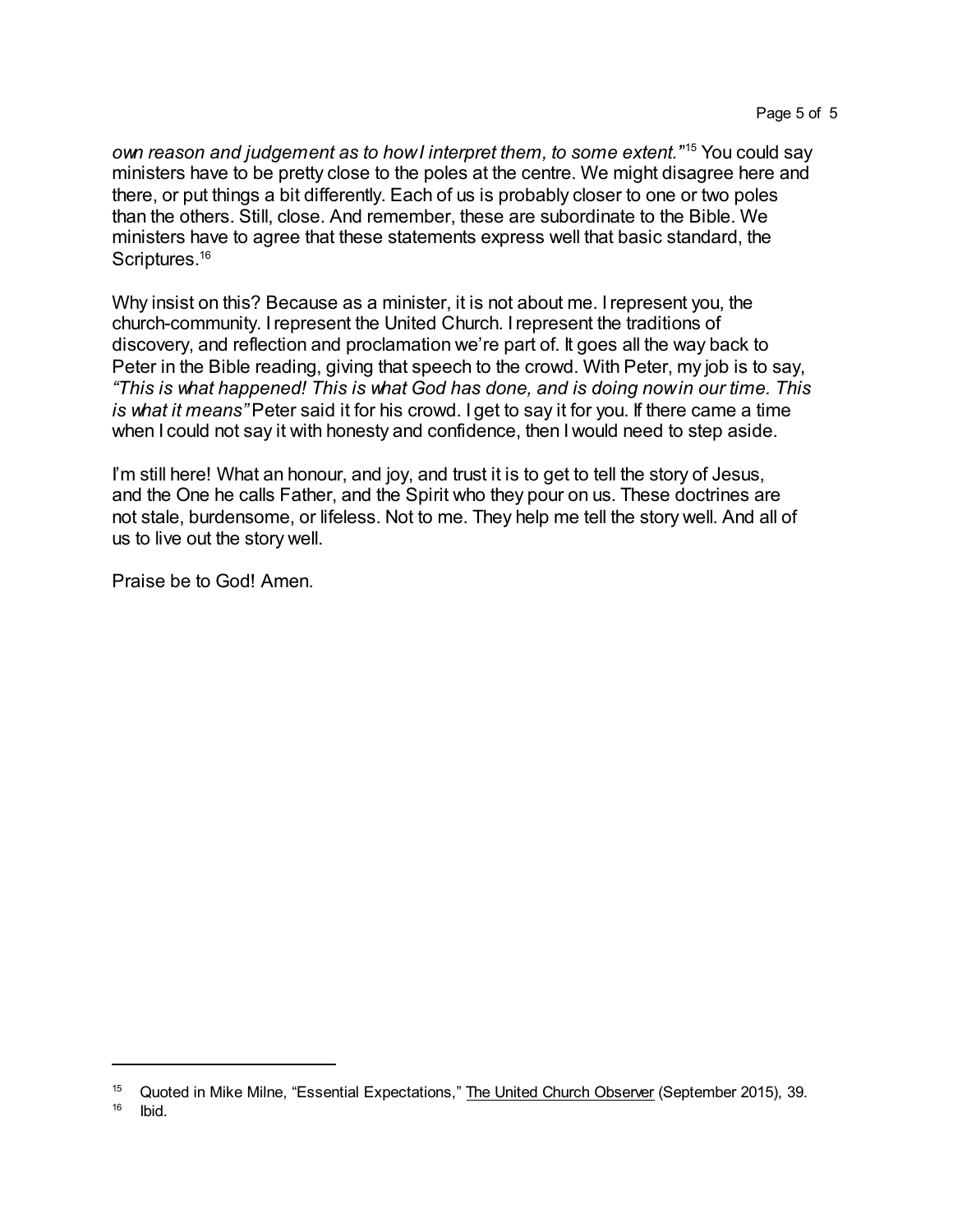*own reason and judgement as to how I interpret them, to some extent."*[15] You could say ministers have to be pretty close to the poles at the centre. We might disagree here and there, or put things a bit differently. Each of us is probably closer to one or two poles than the others. Still, close. And remember, these are subordinate to the Bible. We ministers have to agree that these statements express well that basic standard, the Scriptures.[16]

Why insist on this? Because as a minister, it is not about me. I represent you, the church-community. I represent the United Church. I represent the traditions of discovery, and reflection and proclamation we're part of. It goes all the way back to Peter in the Bible reading, giving that speech to the crowd. With Peter, my job is to say, *"This is what happened! This is what God has done, and is doing now in our time. This is what it means"* Peter said it for his crowd. I get to say it for you. If there came a time when I could not say it with honesty and confidence, then I would need to step aside.

I'm still here! What an honour, and joy, and trust it is to get to tell the story of Jesus, and the One he calls Father, and the Spirit who they pour on us. These doctrines are not stale, burdensome, or lifeless. Not to me. They help me tell the story well. And all of us to live out the story well.

Praise be to God! Amen.

---

[15] Quoted in Mike Milne, "Essential Expectations," The United Church Observer (September 2015), 39.

[16] Ibid.